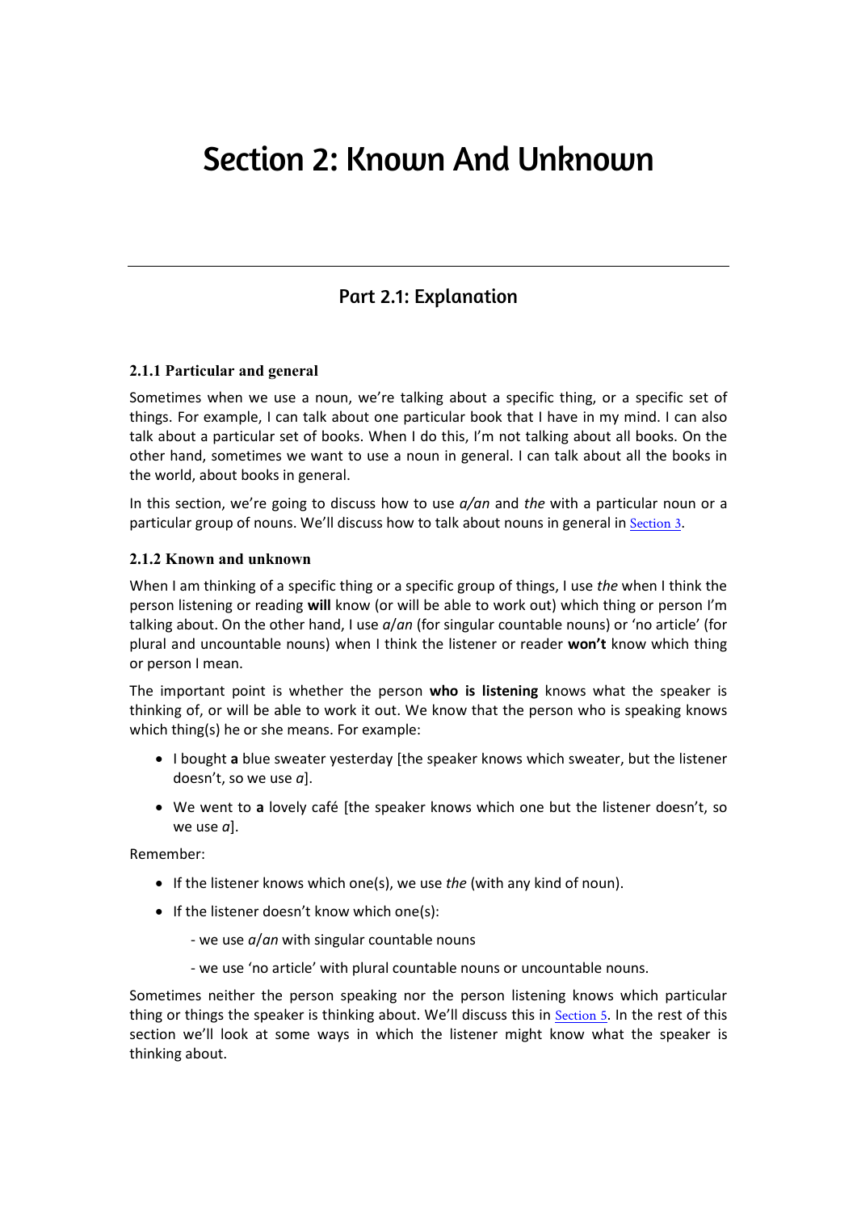# Section 2: Known And Unknown

## Part 2.1: Explanation

### 2.1.1 Particular and general

Sometimes when we use a noun, we're talking about a specific thing, or a specific set of things. For example, I can talk about one particular book that I have in my mind. I can also talk about a particular set of books. When I do this, I'm not talking about all books. On the other hand, sometimes we want to use a noun in general. I can talk about all the books in the world, about books in general.

In this section, we're going to discuss how to use *a/an* and *the* with a particular noun or a particular group of nouns. We'll discuss how to talk about nouns in general in Section 3.

### 2.1.2 Known and unknown

When I am thinking of a specific thing or a specific group of things, I use *the* when I think the person listening or reading **will** know (or will be able to work out) which thing or person I'm talking about. On the other hand, I use *a/an* (for singular countable nouns) or 'no article' (for plural and uncountable nouns) when I think the listener or reader **won't** know which thing or person I mean.

The important point is whether the person **who is listening** knows what the speaker is thinking of, or will be able to work it out. We know that the person who is speaking knows which thing(s) he or she means. For example:

- I bought **a** blue sweater yesterday [the speaker knows which sweater, but the listener doesn't, so we use *a*].
- We went to **a** lovely café [the speaker knows which one but the listener doesn't, so we use *a*].

Remember:

- If the listener knows which one(s), we use *the* (with any kind of noun).
- If the listener doesn't know which one(s):
  - we use *a/an* with singular countable nouns
  - we use 'no article' with plural countable nouns or uncountable nouns.

Sometimes neither the person speaking nor the person listening knows which particular thing or things the speaker is thinking about. We'll discuss this in Section 5. In the rest of this section we'll look at some ways in which the listener might know what the speaker is thinking about.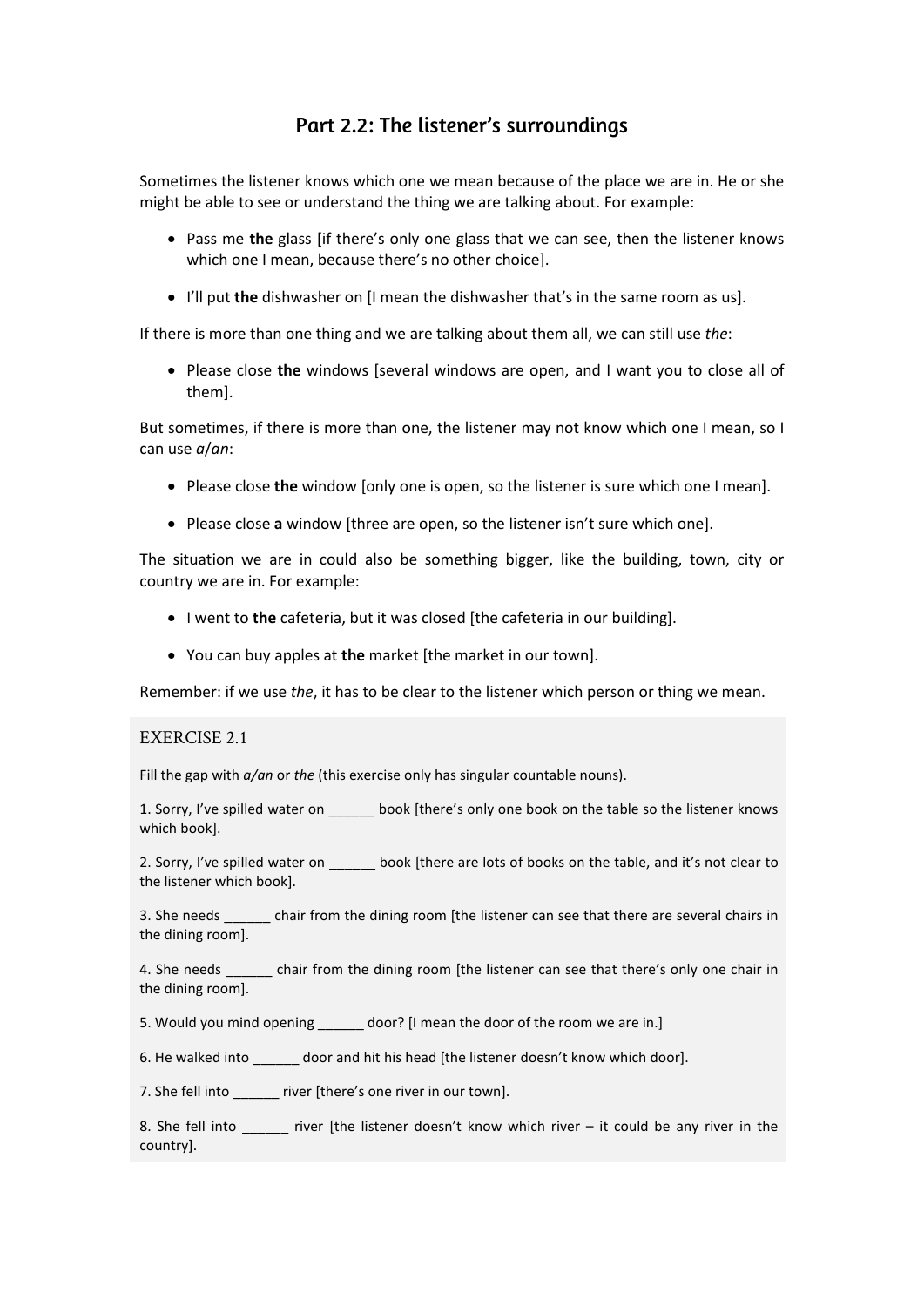## Part 2.2: The listener's surroundings

Sometimes the listener knows which one we mean because of the place we are in. He or she might be able to see or understand the thing we are talking about. For example:

- Pass me **the** glass [if there's only one glass that we can see, then the listener knows which one I mean, because there's no other choice].
- I'll put **the** dishwasher on [I mean the dishwasher that's in the same room as us].

If there is more than one thing and we are talking about them all, we can still use *the*:

- Please close **the** windows [several windows are open, and I want you to close all of them].

But sometimes, if there is more than one, the listener may not know which one I mean, so I can use *a*/*an*:

- Please close **the** window [only one is open, so the listener is sure which one I mean].
- Please close **a** window [three are open, so the listener isn't sure which one].

The situation we are in could also be something bigger, like the building, town, city or country we are in. For example:

- I went to **the** cafeteria, but it was closed [the cafeteria in our building].
- You can buy apples at **the** market [the market in our town].

Remember: if we use *the*, it has to be clear to the listener which person or thing we mean.

### EXERCISE 2.1

Fill the gap with *a/an* or *the* (this exercise only has singular countable nouns).

1. Sorry, I've spilled water on ______ book [there's only one book on the table so the listener knows which book].

2. Sorry, I've spilled water on ______ book [there are lots of books on the table, and it's not clear to the listener which book].

3. She needs ______ chair from the dining room [the listener can see that there are several chairs in the dining room].

4. She needs ______ chair from the dining room [the listener can see that there's only one chair in the dining room].

5. Would you mind opening ______ door? [I mean the door of the room we are in.]

6. He walked into ______ door and hit his head [the listener doesn't know which door].

7. She fell into ______ river [there's one river in our town].

8. She fell into ______ river [the listener doesn't know which river – it could be any river in the country].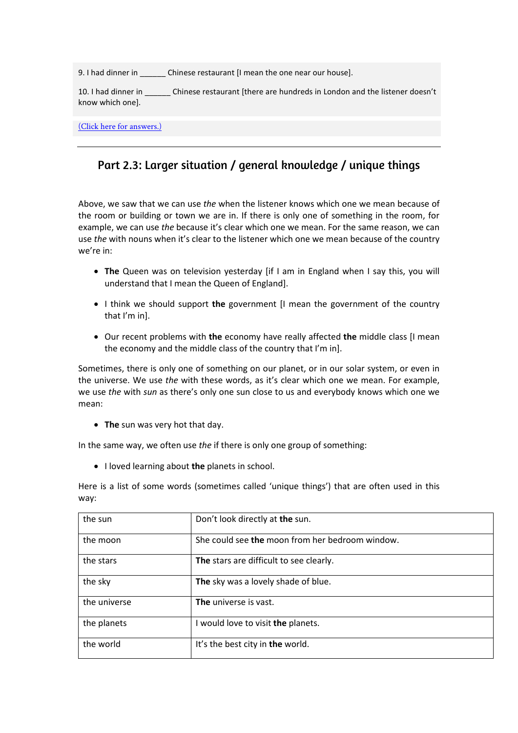9. I had dinner in ______ Chinese restaurant [I mean the one near our house].

10. I had dinner in ______ Chinese restaurant [there are hundreds in London and the listener doesn't know which one].

(Click here for answers.)

---

## Part 2.3: Larger situation / general knowledge / unique things

Above, we saw that we can use *the* when the listener knows which one we mean because of the room or building or town we are in. If there is only one of something in the room, for example, we can use *the* because it's clear which one we mean. For the same reason, we can use *the* with nouns when it's clear to the listener which one we mean because of the country we're in:

- **The** Queen was on television yesterday [if I am in England when I say this, you will understand that I mean the Queen of England].
- I think we should support **the** government [I mean the government of the country that I'm in].
- Our recent problems with **the** economy have really affected **the** middle class [I mean the economy and the middle class of the country that I'm in].

Sometimes, there is only one of something on our planet, or in our solar system, or even in the universe. We use *the* with these words, as it's clear which one we mean. For example, we use *the* with *sun* as there's only one sun close to us and everybody knows which one we mean:

- **The** sun was very hot that day.

In the same way, we often use *the* if there is only one group of something:

- I loved learning about **the** planets in school.

Here is a list of some words (sometimes called 'unique things') that are often used in this way:

| | |
|---|---|
| the sun | Don't look directly at **the** sun. |
| the moon | She could see **the** moon from her bedroom window. |
| the stars | **The** stars are difficult to see clearly. |
| the sky | **The** sky was a lovely shade of blue. |
| the universe | **The** universe is vast. |
| the planets | I would love to visit **the** planets. |
| the world | It's the best city in **the** world. |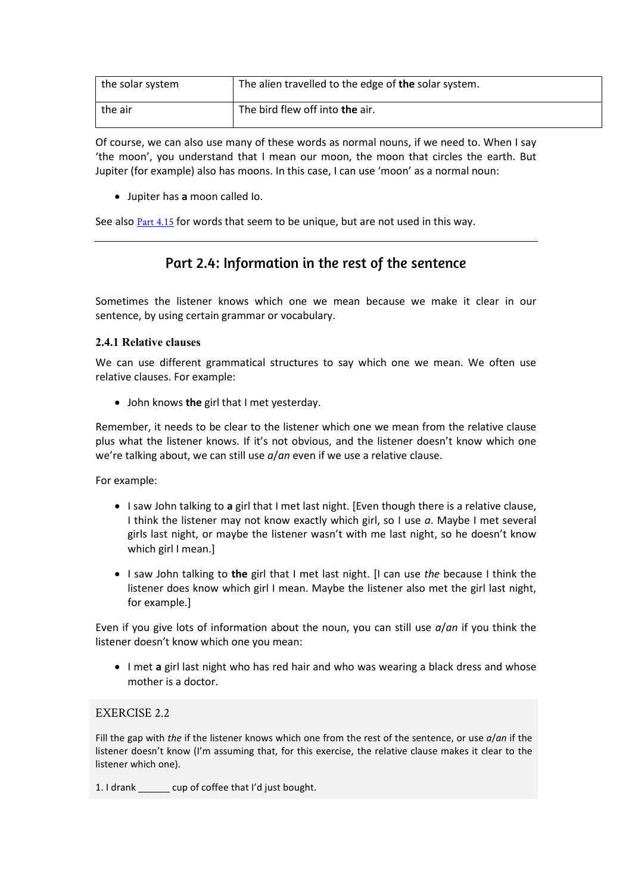| the solar system | The alien travelled to the edge of **the** solar system. |
|---|---|
| the air | The bird flew off into **the** air. |

Of course, we can also use many of these words as normal nouns, if we need to. When I say 'the moon', you understand that I mean our moon, the moon that circles the earth. But Jupiter (for example) also has moons. In this case, I can use 'moon' as a normal noun:

- Jupiter has **a** moon called Io.

See also Part 4.15 for words that seem to be unique, but are not used in this way.

---

## Part 2.4: Information in the rest of the sentence

Sometimes the listener knows which one we mean because we make it clear in our sentence, by using certain grammar or vocabulary.

### 2.4.1 Relative clauses

We can use different grammatical structures to say which one we mean. We often use relative clauses. For example:

- John knows **the** girl that I met yesterday.

Remember, it needs to be clear to the listener which one we mean from the relative clause plus what the listener knows. If it's not obvious, and the listener doesn't know which one we're talking about, we can still use *a*/*an* even if we use a relative clause.

For example:

- I saw John talking to **a** girl that I met last night. [Even though there is a relative clause, I think the listener may not know exactly which girl, so I use *a*. Maybe I met several girls last night, or maybe the listener wasn't with me last night, so he doesn't know which girl I mean.]

- I saw John talking to **the** girl that I met last night. [I can use *the* because I think the listener does know which girl I mean. Maybe the listener also met the girl last night, for example.]

Even if you give lots of information about the noun, you can still use *a*/*an* if you think the listener doesn't know which one you mean:

- I met **a** girl last night who has red hair and who was wearing a black dress and whose mother is a doctor.

EXERCISE 2.2

Fill the gap with *the* if the listener knows which one from the rest of the sentence, or use *a*/*an* if the listener doesn't know (I'm assuming that, for this exercise, the relative clause makes it clear to the listener which one).

1. I drank ______ cup of coffee that I'd just bought.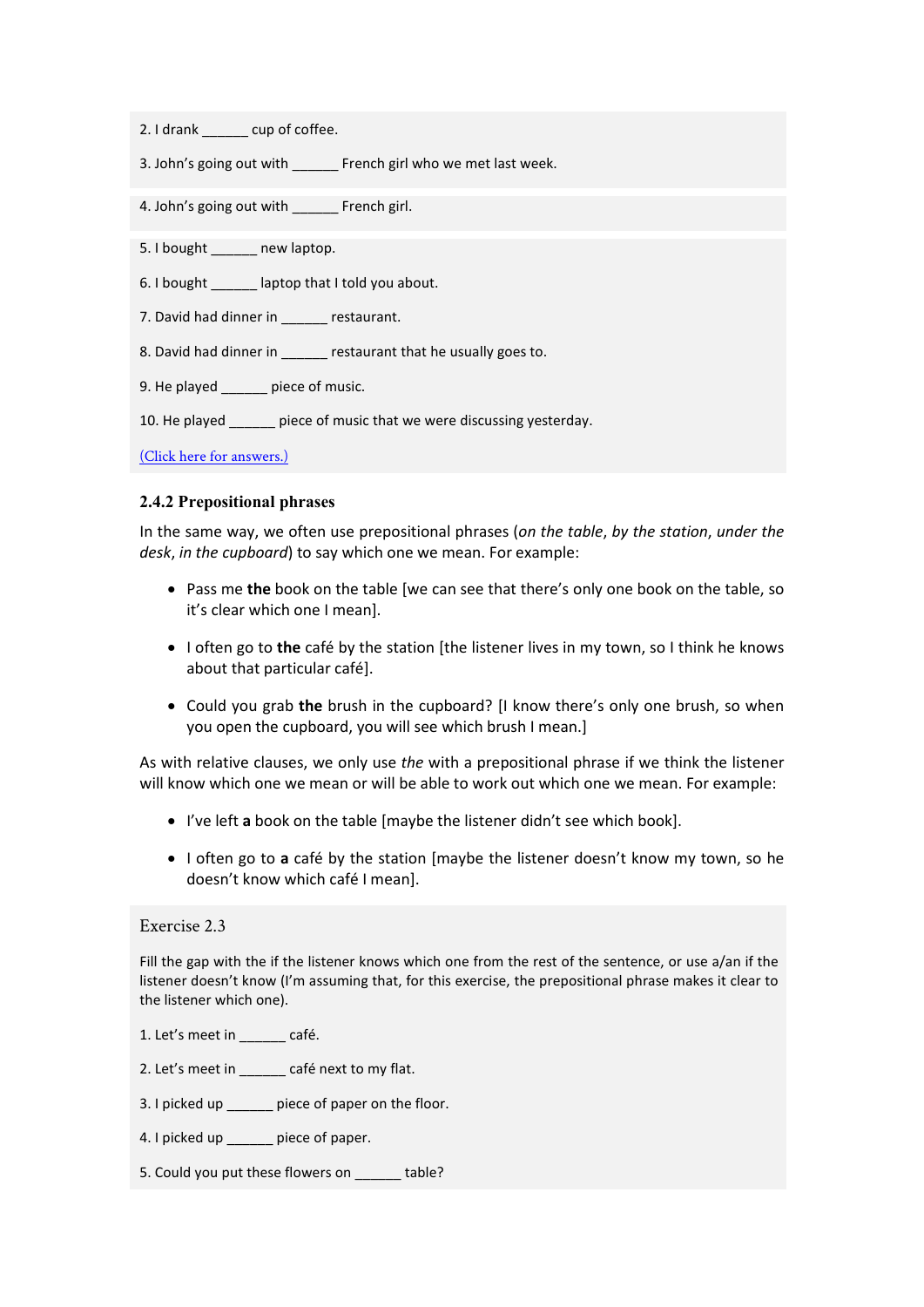2. I drank ______ cup of coffee.

3. John's going out with ______ French girl who we met last week.

4. John's going out with ______ French girl.

5. I bought ______ new laptop.

6. I bought ______ laptop that I told you about.

7. David had dinner in ______ restaurant.

8. David had dinner in ______ restaurant that he usually goes to.

9. He played ______ piece of music.

10. He played ______ piece of music that we were discussing yesterday.

(Click here for answers.)

### 2.4.2 Prepositional phrases

In the same way, we often use prepositional phrases (*on the table*, *by the station*, *under the desk*, *in the cupboard*) to say which one we mean. For example:

- Pass me **the** book on the table [we can see that there's only one book on the table, so it's clear which one I mean].
- I often go to **the** café by the station [the listener lives in my town, so I think he knows about that particular café].
- Could you grab **the** brush in the cupboard? [I know there's only one brush, so when you open the cupboard, you will see which brush I mean.]

As with relative clauses, we only use *the* with a prepositional phrase if we think the listener will know which one we mean or will be able to work out which one we mean. For example:

- I've left **a** book on the table [maybe the listener didn't see which book].
- I often go to **a** café by the station [maybe the listener doesn't know my town, so he doesn't know which café I mean].

Exercise 2.3

Fill the gap with the if the listener knows which one from the rest of the sentence, or use a/an if the listener doesn't know (I'm assuming that, for this exercise, the prepositional phrase makes it clear to the listener which one).

1. Let's meet in ______ café.

2. Let's meet in ______ café next to my flat.

3. I picked up ______ piece of paper on the floor.

4. I picked up ______ piece of paper.

5. Could you put these flowers on ______ table?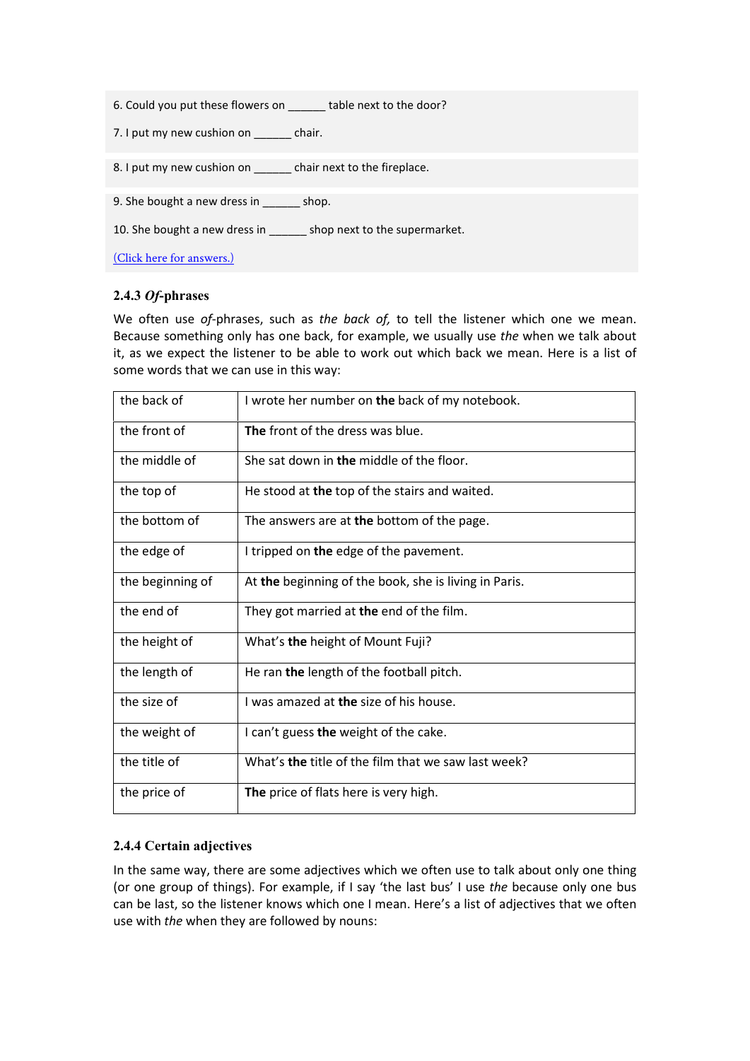6. Could you put these flowers on ______ table next to the door?

7. I put my new cushion on ______ chair.

8. I put my new cushion on ______ chair next to the fireplace.

9. She bought a new dress in ______ shop.

10. She bought a new dress in ______ shop next to the supermarket.

(Click here for answers.)

### 2.4.3 *Of*-phrases

We often use *of*-phrases, such as *the back of,* to tell the listener which one we mean. Because something only has one back, for example, we usually use *the* when we talk about it, as we expect the listener to be able to work out which back we mean. Here is a list of some words that we can use in this way:

| | |
|---|---|
| the back of | I wrote her number on **the** back of my notebook. |
| the front of | **The** front of the dress was blue. |
| the middle of | She sat down in **the** middle of the floor. |
| the top of | He stood at **the** top of the stairs and waited. |
| the bottom of | The answers are at **the** bottom of the page. |
| the edge of | I tripped on **the** edge of the pavement. |
| the beginning of | At **the** beginning of the book, she is living in Paris. |
| the end of | They got married at **the** end of the film. |
| the height of | What's **the** height of Mount Fuji? |
| the length of | He ran **the** length of the football pitch. |
| the size of | I was amazed at **the** size of his house. |
| the weight of | I can't guess **the** weight of the cake. |
| the title of | What's **the** title of the film that we saw last week? |
| the price of | **The** price of flats here is very high. |

### 2.4.4 Certain adjectives

In the same way, there are some adjectives which we often use to talk about only one thing (or one group of things). For example, if I say 'the last bus' I use *the* because only one bus can be last, so the listener knows which one I mean. Here's a list of adjectives that we often use with *the* when they are followed by nouns: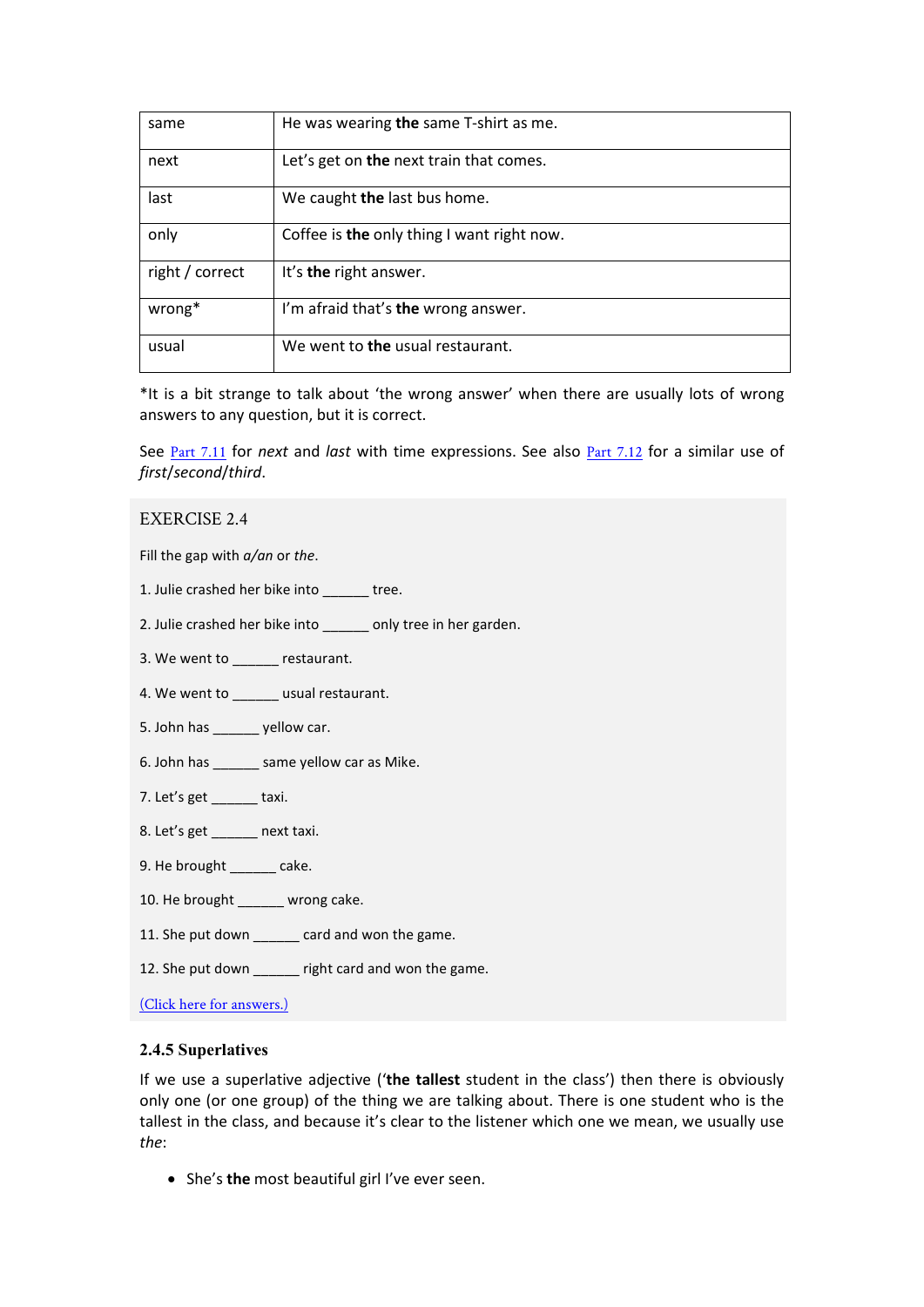| same | He was wearing **the** same T-shirt as me. |
|---|---|
| next | Let's get on **the** next train that comes. |
| last | We caught **the** last bus home. |
| only | Coffee is **the** only thing I want right now. |
| right / correct | It's **the** right answer. |
| wrong* | I'm afraid that's **the** wrong answer. |
| usual | We went to **the** usual restaurant. |

*It is a bit strange to talk about 'the wrong answer' when there are usually lots of wrong answers to any question, but it is correct.

See Part 7.11 for *next* and *last* with time expressions. See also Part 7.12 for a similar use of *first*/*second*/*third*.

EXERCISE 2.4

Fill the gap with *a/an* or *the*.

1. Julie crashed her bike into ______ tree.

2. Julie crashed her bike into ______ only tree in her garden.

3. We went to ______ restaurant.

4. We went to ______ usual restaurant.

5. John has ______ yellow car.

6. John has ______ same yellow car as Mike.

7. Let's get ______ taxi.

8. Let's get ______ next taxi.

9. He brought ______ cake.

10. He brought ______ wrong cake.

11. She put down ______ card and won the game.

12. She put down ______ right card and won the game.

(Click here for answers.)

### 2.4.5 Superlatives

If we use a superlative adjective ('**the tallest** student in the class') then there is obviously only one (or one group) of the thing we are talking about. There is one student who is the tallest in the class, and because it's clear to the listener which one we mean, we usually use *the*:

- She's **the** most beautiful girl I've ever seen.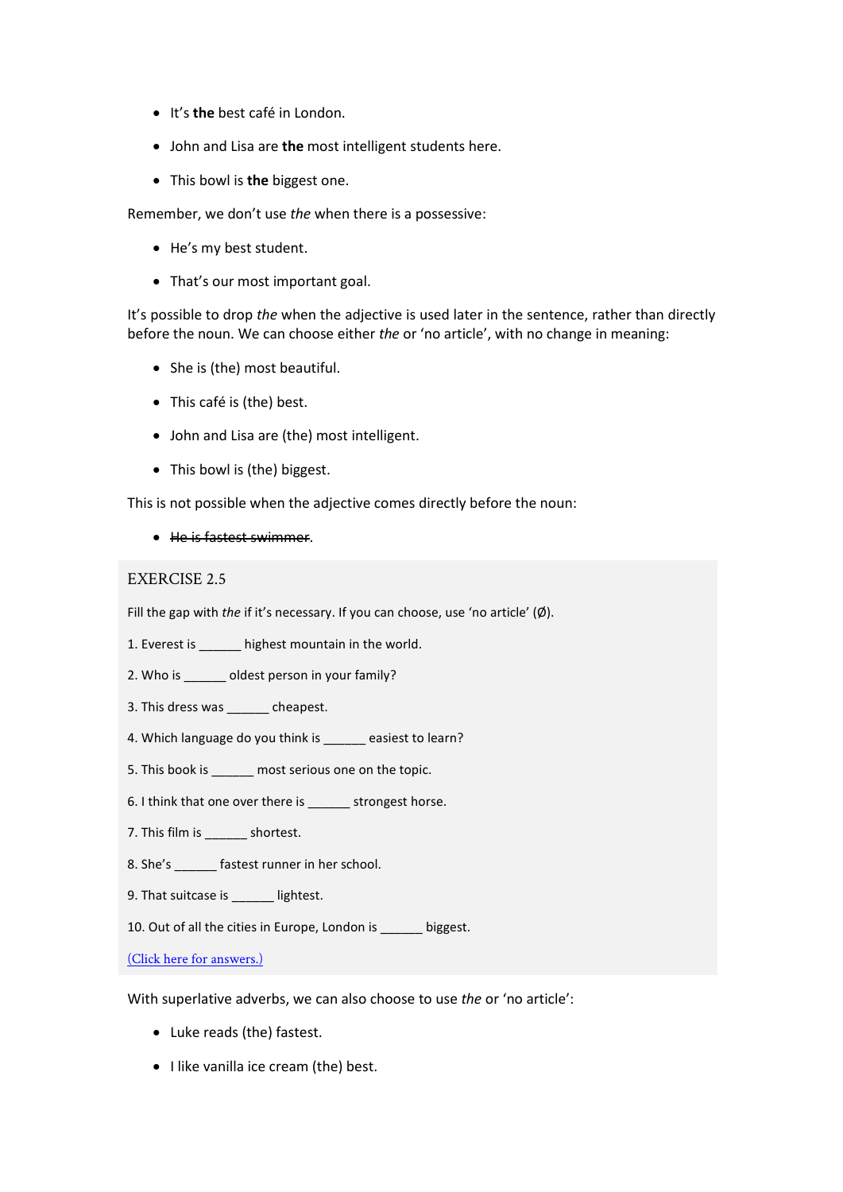- It's **the** best café in London.
- John and Lisa are **the** most intelligent students here.
- This bowl is **the** biggest one.

Remember, we don't use *the* when there is a possessive:

- He's my best student.
- That's our most important goal.

It's possible to drop *the* when the adjective is used later in the sentence, rather than directly before the noun. We can choose either *the* or 'no article', with no change in meaning:

- She is (the) most beautiful.
- This café is (the) best.
- John and Lisa are (the) most intelligent.
- This bowl is (the) biggest.

This is not possible when the adjective comes directly before the noun:

- ~~He is fastest swimmer~~.

## EXERCISE 2.5

Fill the gap with *the* if it's necessary. If you can choose, use 'no article' (Ø).

1. Everest is ______ highest mountain in the world.
2. Who is ______ oldest person in your family?
3. This dress was ______ cheapest.
4. Which language do you think is ______ easiest to learn?
5. This book is ______ most serious one on the topic.
6. I think that one over there is ______ strongest horse.
7. This film is ______ shortest.
8. She's ______ fastest runner in her school.
9. That suitcase is ______ lightest.
10. Out of all the cities in Europe, London is ______ biggest.

(Click here for answers.)

With superlative adverbs, we can also choose to use *the* or 'no article':

- Luke reads (the) fastest.
- I like vanilla ice cream (the) best.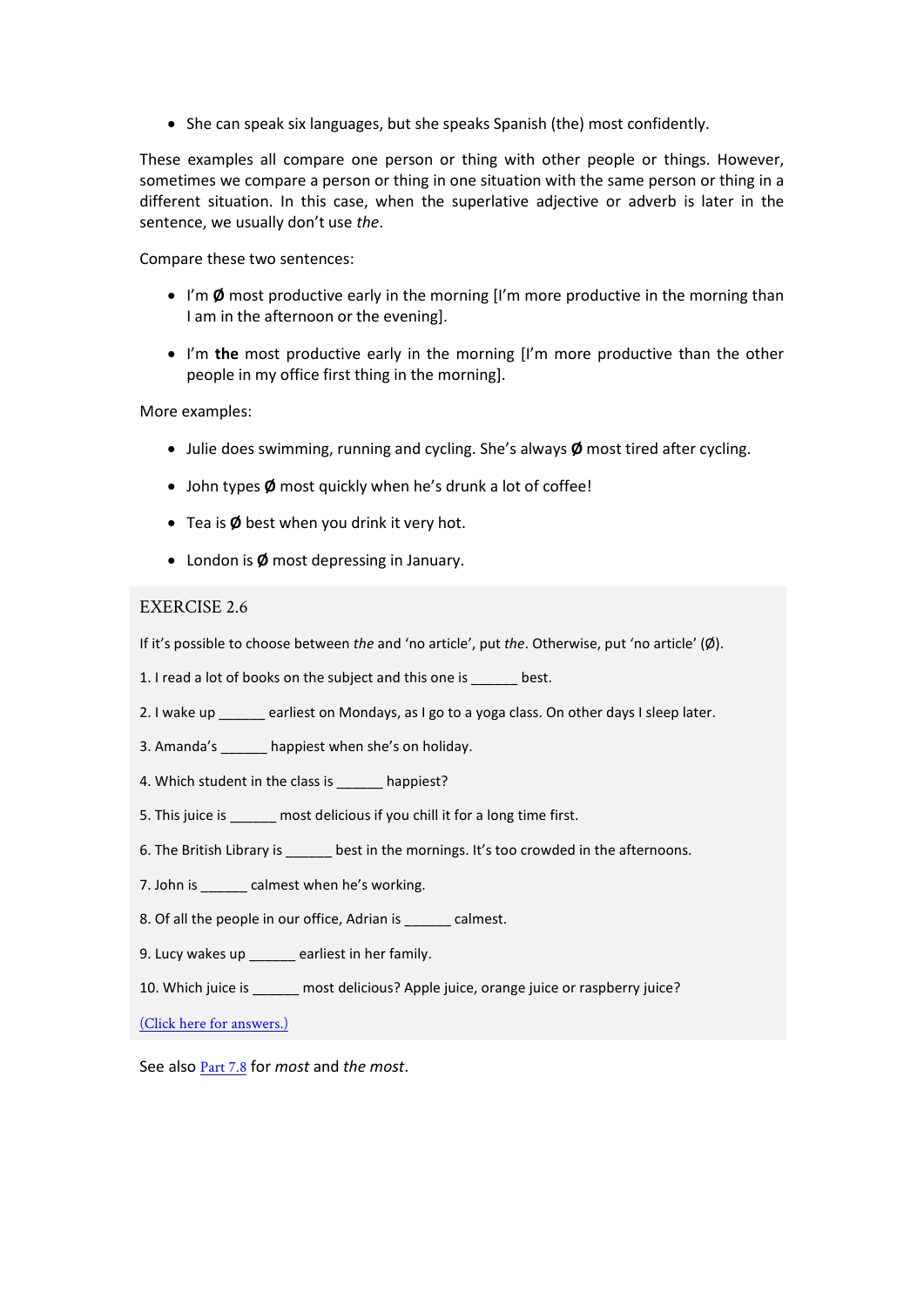- She can speak six languages, but she speaks Spanish (the) most confidently.

These examples all compare one person or thing with other people or things. However, sometimes we compare a person or thing in one situation with the same person or thing in a different situation. In this case, when the superlative adjective or adverb is later in the sentence, we usually don't use *the*.

Compare these two sentences:

- I'm **Ø** most productive early in the morning [I'm more productive in the morning than I am in the afternoon or the evening].
- I'm **the** most productive early in the morning [I'm more productive than the other people in my office first thing in the morning].

More examples:

- Julie does swimming, running and cycling. She's always **Ø** most tired after cycling.
- John types **Ø** most quickly when he's drunk a lot of coffee!
- Tea is **Ø** best when you drink it very hot.
- London is **Ø** most depressing in January.

## EXERCISE 2.6

If it's possible to choose between *the* and 'no article', put *the*. Otherwise, put 'no article' (Ø).

1. I read a lot of books on the subject and this one is ______ best.
2. I wake up ______ earliest on Mondays, as I go to a yoga class. On other days I sleep later.
3. Amanda's ______ happiest when she's on holiday.
4. Which student in the class is ______ happiest?
5. This juice is ______ most delicious if you chill it for a long time first.
6. The British Library is ______ best in the mornings. It's too crowded in the afternoons.
7. John is ______ calmest when he's working.
8. Of all the people in our office, Adrian is ______ calmest.
9. Lucy wakes up ______ earliest in her family.
10. Which juice is ______ most delicious? Apple juice, orange juice or raspberry juice?

(Click here for answers.)

See also Part 7.8 for *most* and *the most*.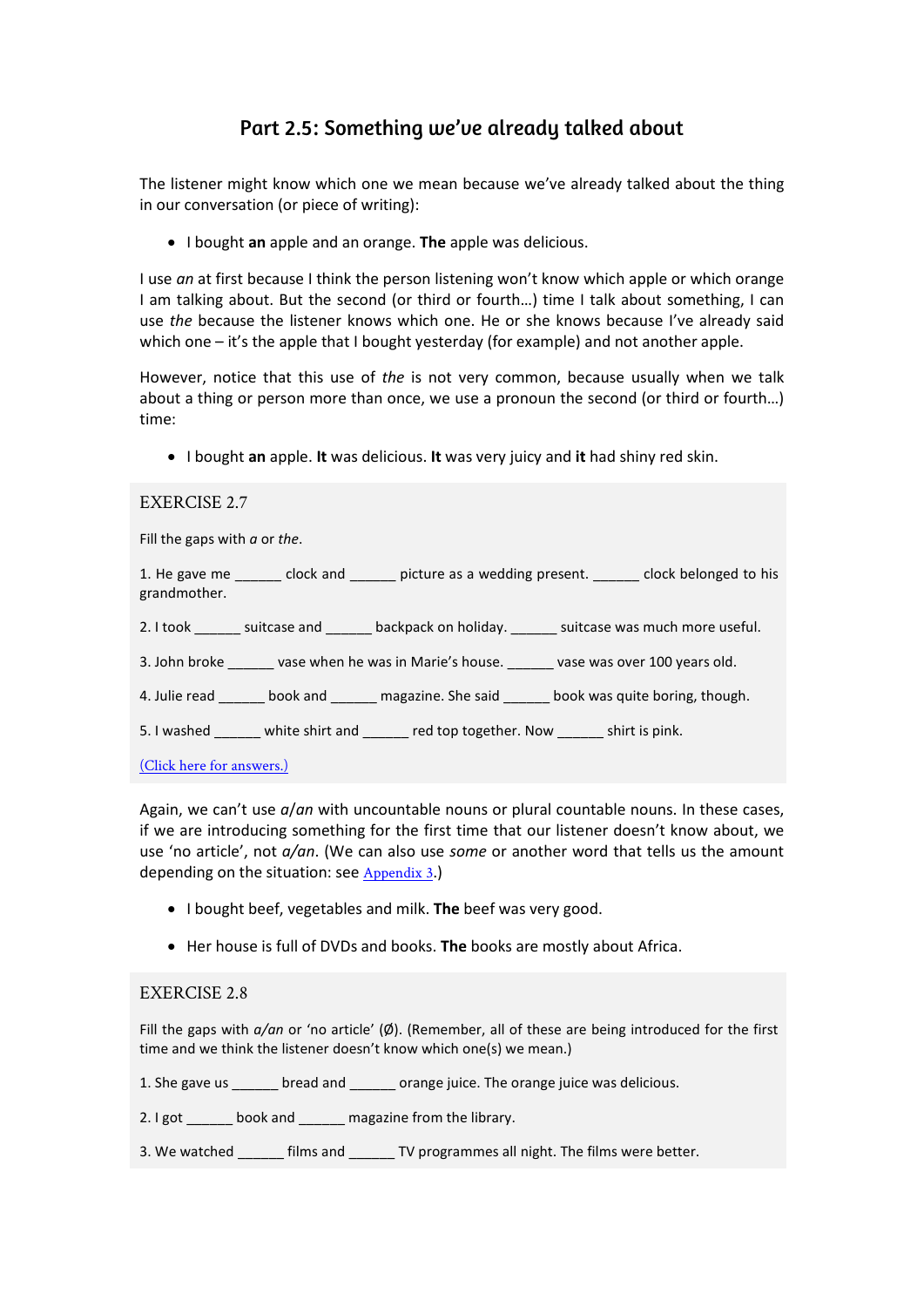# Part 2.5: Something we've already talked about

The listener might know which one we mean because we've already talked about the thing in our conversation (or piece of writing):

- I bought **an** apple and an orange. **The** apple was delicious.

I use *an* at first because I think the person listening won't know which apple or which orange I am talking about. But the second (or third or fourth…) time I talk about something, I can use *the* because the listener knows which one. He or she knows because I've already said which one – it's the apple that I bought yesterday (for example) and not another apple.

However, notice that this use of *the* is not very common, because usually when we talk about a thing or person more than once, we use a pronoun the second (or third or fourth…) time:

- I bought **an** apple. **It** was delicious. **It** was very juicy and **it** had shiny red skin.

## EXERCISE 2.7

Fill the gaps with *a* or *the*.

1. He gave me ______ clock and ______ picture as a wedding present. ______ clock belonged to his grandmother.

2. I took ______ suitcase and ______ backpack on holiday. ______ suitcase was much more useful.

3. John broke ______ vase when he was in Marie's house. ______ vase was over 100 years old.

4. Julie read ______ book and ______ magazine. She said ______ book was quite boring, though.

5. I washed ______ white shirt and ______ red top together. Now ______ shirt is pink.

(Click here for answers.)

Again, we can't use *a*/*an* with uncountable nouns or plural countable nouns. In these cases, if we are introducing something for the first time that our listener doesn't know about, we use 'no article', not *a/an*. (We can also use *some* or another word that tells us the amount depending on the situation: see Appendix 3.)

- I bought beef, vegetables and milk. **The** beef was very good.

- Her house is full of DVDs and books. **The** books are mostly about Africa.

## EXERCISE 2.8

Fill the gaps with *a/an* or 'no article' (Ø). (Remember, all of these are being introduced for the first time and we think the listener doesn't know which one(s) we mean.)

1. She gave us ______ bread and ______ orange juice. The orange juice was delicious.

2. I got ______ book and ______ magazine from the library.

3. We watched ______ films and ______ TV programmes all night. The films were better.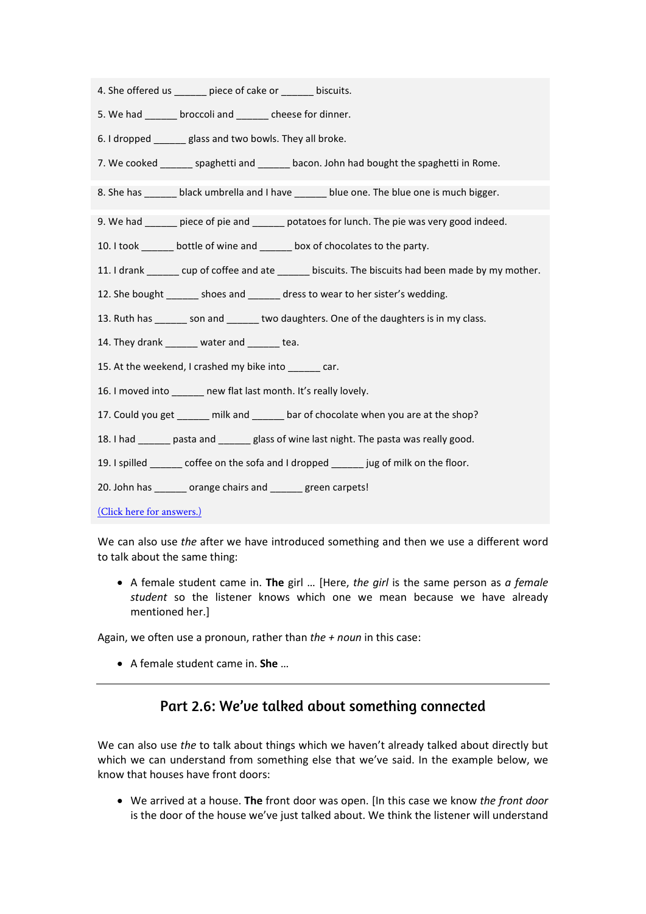4. She offered us ______ piece of cake or ______ biscuits.

5. We had ______ broccoli and ______ cheese for dinner.

6. I dropped ______ glass and two bowls. They all broke.

7. We cooked ______ spaghetti and ______ bacon. John had bought the spaghetti in Rome.

8. She has ______ black umbrella and I have ______ blue one. The blue one is much bigger.

9. We had ______ piece of pie and ______ potatoes for lunch. The pie was very good indeed.

10. I took ______ bottle of wine and ______ box of chocolates to the party.

11. I drank ______ cup of coffee and ate ______ biscuits. The biscuits had been made by my mother.

12. She bought ______ shoes and ______ dress to wear to her sister's wedding.

13. Ruth has ______ son and ______ two daughters. One of the daughters is in my class.

14. They drank ______ water and ______ tea.

15. At the weekend, I crashed my bike into ______ car.

16. I moved into ______ new flat last month. It's really lovely.

17. Could you get ______ milk and ______ bar of chocolate when you are at the shop?

18. I had ______ pasta and ______ glass of wine last night. The pasta was really good.

19. I spilled ______ coffee on the sofa and I dropped ______ jug of milk on the floor.

20. John has ______ orange chairs and ______ green carpets!

(Click here for answers.)

We can also use *the* after we have introduced something and then we use a different word to talk about the same thing:

- A female student came in. **The** girl … [Here, *the girl* is the same person as *a female student* so the listener knows which one we mean because we have already mentioned her.]

Again, we often use a pronoun, rather than *the + noun* in this case:

- A female student came in. **She** …

---

## Part 2.6: We've talked about something connected

We can also use *the* to talk about things which we haven't already talked about directly but which we can understand from something else that we've said. In the example below, we know that houses have front doors:

- We arrived at a house. **The** front door was open. [In this case we know *the front door* is the door of the house we've just talked about. We think the listener will understand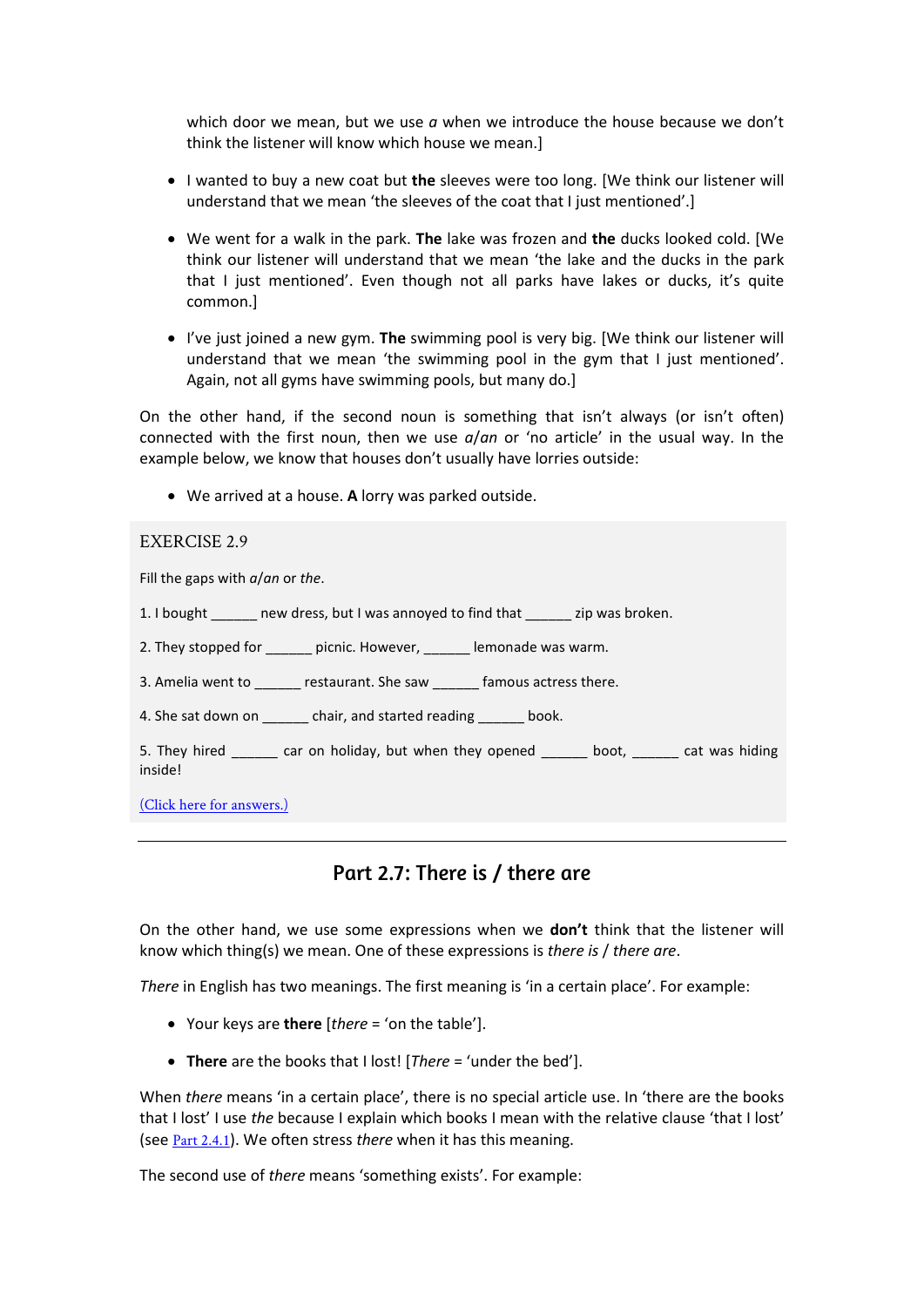which door we mean, but we use *a* when we introduce the house because we don't think the listener will know which house we mean.]

- I wanted to buy a new coat but **the** sleeves were too long. [We think our listener will understand that we mean 'the sleeves of the coat that I just mentioned'.]
- We went for a walk in the park. **The** lake was frozen and **the** ducks looked cold. [We think our listener will understand that we mean 'the lake and the ducks in the park that I just mentioned'. Even though not all parks have lakes or ducks, it's quite common.]
- I've just joined a new gym. **The** swimming pool is very big. [We think our listener will understand that we mean 'the swimming pool in the gym that I just mentioned'. Again, not all gyms have swimming pools, but many do.]

On the other hand, if the second noun is something that isn't always (or isn't often) connected with the first noun, then we use *a/an* or 'no article' in the usual way. In the example below, we know that houses don't usually have lorries outside:

- We arrived at a house. **A** lorry was parked outside.

EXERCISE 2.9

Fill the gaps with *a/an* or *the*.

1. I bought ______ new dress, but I was annoyed to find that ______ zip was broken.

2. They stopped for ______ picnic. However, ______ lemonade was warm.

3. Amelia went to ______ restaurant. She saw ______ famous actress there.

4. She sat down on ______ chair, and started reading ______ book.

5. They hired ______ car on holiday, but when they opened ______ boot, ______ cat was hiding inside!

(Click here for answers.)

---

## Part 2.7: There is / there are

On the other hand, we use some expressions when we **don't** think that the listener will know which thing(s) we mean. One of these expressions is *there is / there are*.

*There* in English has two meanings. The first meaning is 'in a certain place'. For example:

- Your keys are **there** [*there* = 'on the table'].
- **There** are the books that I lost! [*There* = 'under the bed'].

When *there* means 'in a certain place', there is no special article use. In 'there are the books that I lost' I use *the* because I explain which books I mean with the relative clause 'that I lost' (see Part 2.4.1). We often stress *there* when it has this meaning.

The second use of *there* means 'something exists'. For example: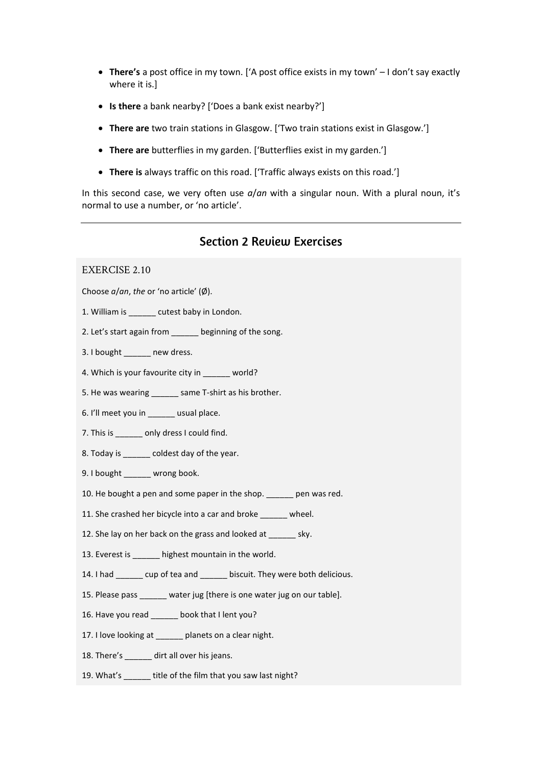- **There's** a post office in my town. ['A post office exists in my town' – I don't say exactly where it is.]
- **Is there** a bank nearby? ['Does a bank exist nearby?']
- **There are** two train stations in Glasgow. ['Two train stations exist in Glasgow.']
- **There are** butterflies in my garden. ['Butterflies exist in my garden.']
- **There is** always traffic on this road. ['Traffic always exists on this road.']

In this second case, we very often use *a*/*an* with a singular noun. With a plural noun, it's normal to use a number, or 'no article'.

---

## Section 2 Review Exercises

### EXERCISE 2.10

Choose *a*/*an*, *the* or 'no article' (Ø).

1. William is ______ cutest baby in London.
2. Let's start again from ______ beginning of the song.
3. I bought ______ new dress.
4. Which is your favourite city in ______ world?
5. He was wearing ______ same T-shirt as his brother.
6. I'll meet you in ______ usual place.
7. This is ______ only dress I could find.
8. Today is ______ coldest day of the year.
9. I bought ______ wrong book.
10. He bought a pen and some paper in the shop. ______ pen was red.
11. She crashed her bicycle into a car and broke ______ wheel.
12. She lay on her back on the grass and looked at ______ sky.
13. Everest is ______ highest mountain in the world.
14. I had ______ cup of tea and ______ biscuit. They were both delicious.
15. Please pass ______ water jug [there is one water jug on our table].
16. Have you read ______ book that I lent you?
17. I love looking at ______ planets on a clear night.
18. There's ______ dirt all over his jeans.
19. What's ______ title of the film that you saw last night?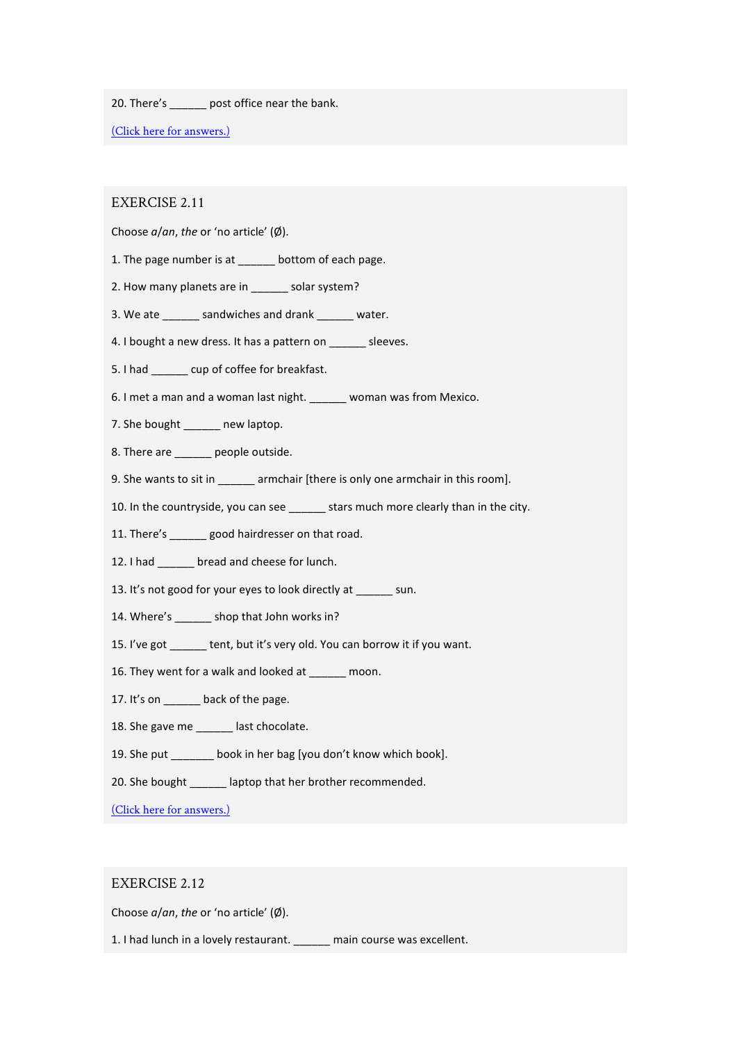20. There's ______ post office near the bank.

(Click here for answers.)

## EXERCISE 2.11

Choose *a/an*, *the* or 'no article' (Ø).

1. The page number is at ______ bottom of each page.

2. How many planets are in ______ solar system?

3. We ate ______ sandwiches and drank ______ water.

4. I bought a new dress. It has a pattern on ______ sleeves.

5. I had ______ cup of coffee for breakfast.

6. I met a man and a woman last night. ______ woman was from Mexico.

7. She bought ______ new laptop.

8. There are ______ people outside.

9. She wants to sit in ______ armchair [there is only one armchair in this room].

10. In the countryside, you can see ______ stars much more clearly than in the city.

11. There's ______ good hairdresser on that road.

12. I had ______ bread and cheese for lunch.

13. It's not good for your eyes to look directly at ______ sun.

14. Where's ______ shop that John works in?

15. I've got ______ tent, but it's very old. You can borrow it if you want.

16. They went for a walk and looked at ______ moon.

17. It's on ______ back of the page.

18. She gave me ______ last chocolate.

19. She put _______ book in her bag [you don't know which book].

20. She bought ______ laptop that her brother recommended.

(Click here for answers.)

## EXERCISE 2.12

Choose *a/an*, *the* or 'no article' (Ø).

1. I had lunch in a lovely restaurant. ______ main course was excellent.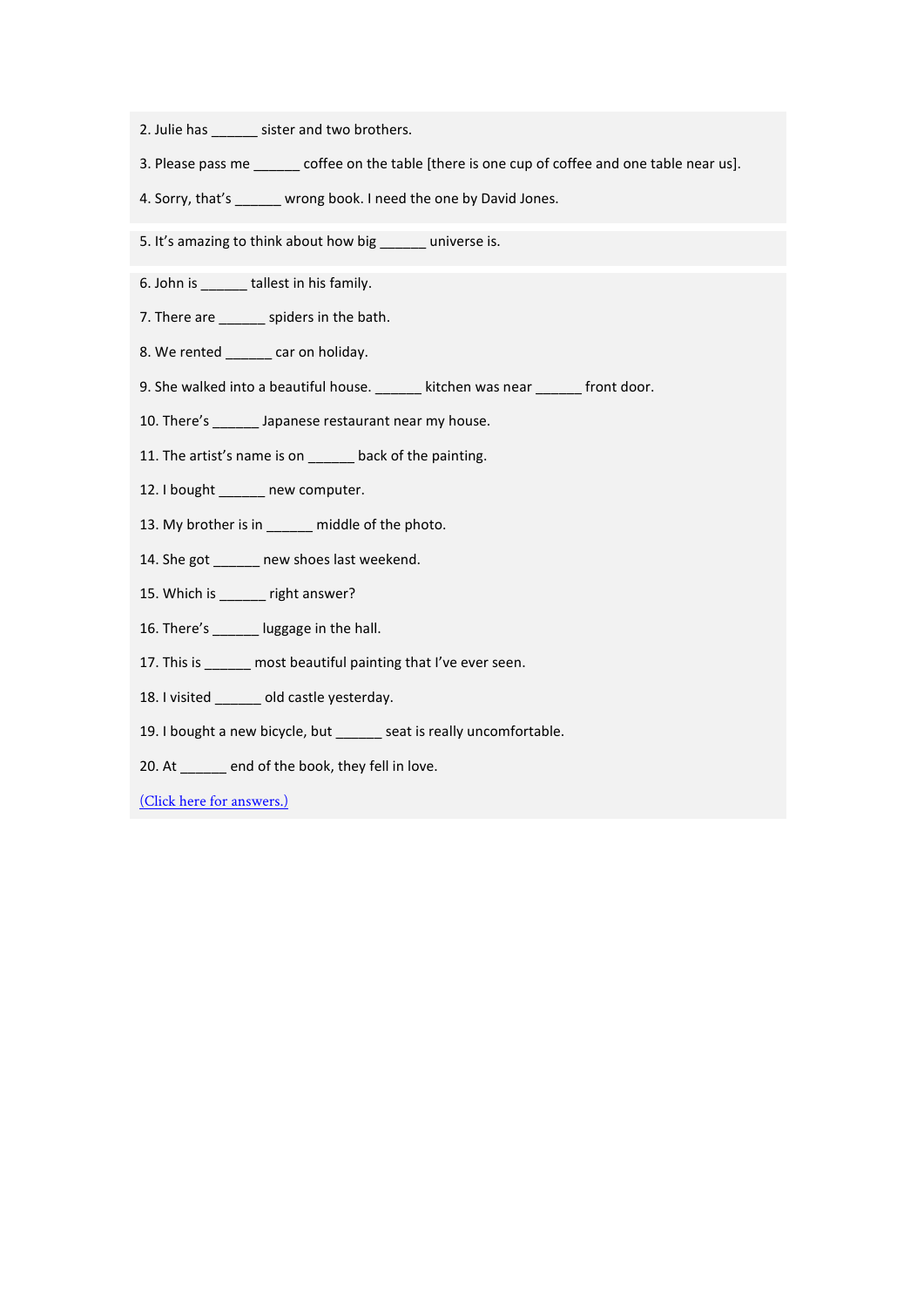2. Julie has ______ sister and two brothers.

3. Please pass me ______ coffee on the table [there is one cup of coffee and one table near us].

4. Sorry, that's ______ wrong book. I need the one by David Jones.

5. It's amazing to think about how big ______ universe is.

6. John is ______ tallest in his family.

7. There are ______ spiders in the bath.

8. We rented ______ car on holiday.

9. She walked into a beautiful house. ______ kitchen was near ______ front door.

10. There's ______ Japanese restaurant near my house.

11. The artist's name is on ______ back of the painting.

12. I bought ______ new computer.

13. My brother is in ______ middle of the photo.

14. She got ______ new shoes last weekend.

15. Which is ______ right answer?

16. There's ______ luggage in the hall.

17. This is ______ most beautiful painting that I've ever seen.

18. I visited ______ old castle yesterday.

19. I bought a new bicycle, but ______ seat is really uncomfortable.

20. At ______ end of the book, they fell in love.

(Click here for answers.)